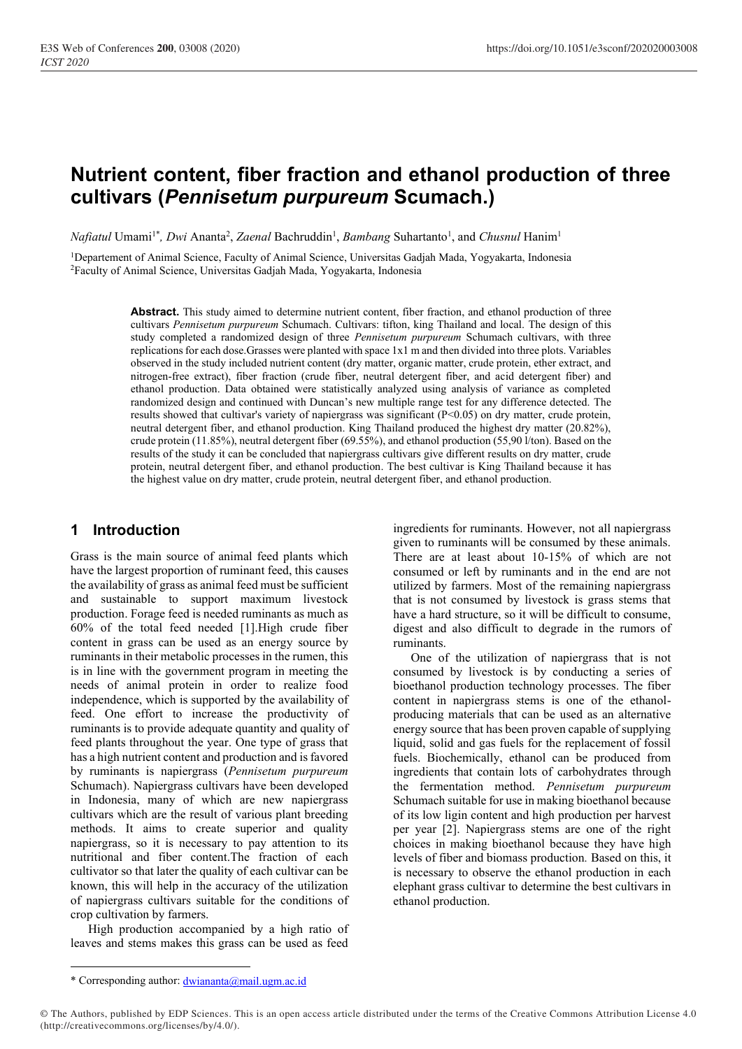# Nutrient content, fiber fraction and ethanol production of three cultivars (*Pennisetum purpureum* Scumach.)

*Nafiatul* Umami[1*], *Dwi* Ananta[2], *Zaenal* Bachruddin[1], *Bambang* Suhartanto[1], and *Chusnul* Hanim[1]

[1]Departement of Animal Science, Faculty of Animal Science, Universitas Gadjah Mada, Yogyakarta, Indonesia
[2]Faculty of Animal Science, Universitas Gadjah Mada, Yogyakarta, Indonesia

**Abstract.** This study aimed to determine nutrient content, fiber fraction, and ethanol production of three cultivars *Pennisetum purpureum* Schumach. Cultivars: tifton, king Thailand and local. The design of this study completed a randomized design of three *Pennisetum purpureum* Schumach cultivars, with three replications for each dose.Grasses were planted with space 1x1 m and then divided into three plots. Variables observed in the study included nutrient content (dry matter, organic matter, crude protein, ether extract, and nitrogen-free extract), fiber fraction (crude fiber, neutral detergent fiber, and acid detergent fiber) and ethanol production. Data obtained were statistically analyzed using analysis of variance as completed randomized design and continued with Duncan's new multiple range test for any difference detected. The results showed that cultivar's variety of napiergrass was significant ($P<0.05$) on dry matter, crude protein, neutral detergent fiber, and ethanol production. King Thailand produced the highest dry matter (20.82%), crude protein (11.85%), neutral detergent fiber (69.55%), and ethanol production (55,90 l/ton). Based on the results of the study it can be concluded that napiergrass cultivars give different results on dry matter, crude protein, neutral detergent fiber, and ethanol production. The best cultivar is King Thailand because it has the highest value on dry matter, crude protein, neutral detergent fiber, and ethanol production.

## 1 Introduction

Grass is the main source of animal feed plants which have the largest proportion of ruminant feed, this causes the availability of grass as animal feed must be sufficient and sustainable to support maximum livestock production. Forage feed is needed ruminants as much as 60% of the total feed needed [1].High crude fiber content in grass can be used as an energy source by ruminants in their metabolic processes in the rumen, this is in line with the government program in meeting the needs of animal protein in order to realize food independence, which is supported by the availability of feed. One effort to increase the productivity of ruminants is to provide adequate quantity and quality of feed plants throughout the year. One type of grass that has a high nutrient content and production and is favored by ruminants is napiergrass (*Pennisetum purpureum* Schumach). Napiergrass cultivars have been developed in Indonesia, many of which are new napiergrass cultivars which are the result of various plant breeding methods. It aims to create superior and quality napiergrass, so it is necessary to pay attention to its nutritional and fiber content.The fraction of each cultivator so that later the quality of each cultivar can be known, this will help in the accuracy of the utilization of napiergrass cultivars suitable for the conditions of crop cultivation by farmers.

High production accompanied by a high ratio of leaves and stems makes this grass can be used as feed ingredients for ruminants. However, not all napiergrass given to ruminants will be consumed by these animals. There are at least about 10-15% of which are not consumed or left by ruminants and in the end are not utilized by farmers. Most of the remaining napiergrass that is not consumed by livestock is grass stems that have a hard structure, so it will be difficult to consume, digest and also difficult to degrade in the rumors of ruminants.

One of the utilization of napiergrass that is not consumed by livestock is by conducting a series of bioethanol production technology processes. The fiber content in napiergrass stems is one of the ethanol-producing materials that can be used as an alternative energy source that has been proven capable of supplying liquid, solid and gas fuels for the replacement of fossil fuels. Biochemically, ethanol can be produced from ingredients that contain lots of carbohydrates through the fermentation method. *Pennisetum purpureum* Schumach suitable for use in making bioethanol because of its low ligin content and high production per harvest per year [2]. Napiergrass stems are one of the right choices in making bioethanol because they have high levels of fiber and biomass production. Based on this, it is necessary to observe the ethanol production in each elephant grass cultivar to determine the best cultivars in ethanol production.

---

\* Corresponding author: dwiananta@mail.ugm.ac.id

© The Authors, published by EDP Sciences. This is an open access article distributed under the terms of the Creative Commons Attribution License 4.0 (http://creativecommons.org/licenses/by/4.0/).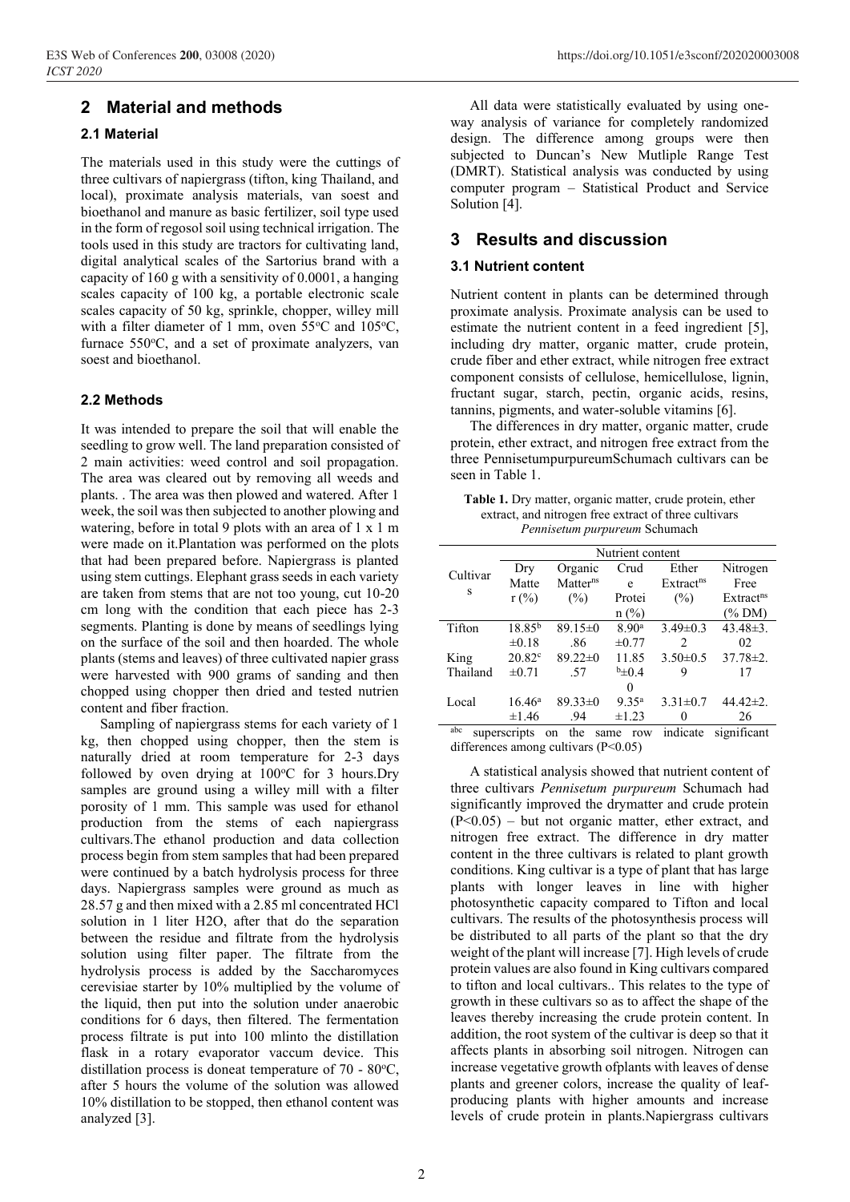## 2 Material and methods

### 2.1 Material

The materials used in this study were the cuttings of three cultivars of napiergrass (tifton, king Thailand, and local), proximate analysis materials, van soest and bioethanol and manure as basic fertilizer, soil type used in the form of regosol soil using technical irrigation. The tools used in this study are tractors for cultivating land, digital analytical scales of the Sartorius brand with a capacity of 160 g with a sensitivity of 0.0001, a hanging scales capacity of 100 kg, a portable electronic scale scales capacity of 50 kg, sprinkle, chopper, willey mill with a filter diameter of 1 mm, oven 55°C and 105°C, furnace 550°C, and a set of proximate analyzers, van soest and bioethanol.

### 2.2 Methods

It was intended to prepare the soil that will enable the seedling to grow well. The land preparation consisted of 2 main activities: weed control and soil propagation. The area was cleared out by removing all weeds and plants. . The area was then plowed and watered. After 1 week, the soil was then subjected to another plowing and watering, before in total 9 plots with an area of 1 x 1 m were made on it.Plantation was performed on the plots that had been prepared before. Napiergrass is planted using stem cuttings. Elephant grass seeds in each variety are taken from stems that are not too young, cut 10-20 cm long with the condition that each piece has 2-3 segments. Planting is done by means of seedlings lying on the surface of the soil and then hoarded. The whole plants (stems and leaves) of three cultivated napier grass were harvested with 900 grams of sanding and then chopped using chopper then dried and tested nutrien content and fiber fraction.

Sampling of napiergrass stems for each variety of 1 kg, then chopped using chopper, then the stem is naturally dried at room temperature for 2-3 days followed by oven drying at 100°C for 3 hours.Dry samples are ground using a willey mill with a filter porosity of 1 mm. This sample was used for ethanol production from the stems of each napiergrass cultivars.The ethanol production and data collection process begin from stem samples that had been prepared were continued by a batch hydrolysis process for three days. Napiergrass samples were ground as much as 28.57 g and then mixed with a 2.85 ml concentrated HCl solution in 1 liter $H_2O$, after that do the separation between the residue and filtrate from the hydrolysis solution using filter paper. The filtrate from the hydrolysis process is added by the Saccharomyces cerevisiae starter by 10% multiplied by the volume of the liquid, then put into the solution under anaerobic conditions for 6 days, then filtered. The fermentation process filtrate is put into 100 mlinto the distillation flask in a rotary evaporator vaccum device. This distillation process is doneat temperature of 70 - 80°C, after 5 hours the volume of the solution was allowed 10% distillation to be stopped, then ethanol content was analyzed [3].

All data were statistically evaluated by using one-way analysis of variance for completely randomized design. The difference among groups were then subjected to Duncan's New Mutliple Range Test (DMRT). Statistical analysis was conducted by using computer program – Statistical Product and Service Solution [4].

## 3 Results and discussion

### 3.1 Nutrient content

Nutrient content in plants can be determined through proximate analysis. Proximate analysis can be used to estimate the nutrient content in a feed ingredient [5], including dry matter, organic matter, crude protein, crude fiber and ether extract, while nitrogen free extract component consists of cellulose, hemicellulose, lignin, fructant sugar, starch, pectin, organic acids, resins, tannins, pigments, and water-soluble vitamins [6].

The differences in dry matter, organic matter, crude protein, ether extract, and nitrogen free extract from the three PennisetumpurpureumSchumach cultivars can be seen in Table 1.

**Table 1.** Dry matter, organic matter, crude protein, ether extract, and nitrogen free extract of three cultivars *Pennisetum purpureum* Schumach

| Cultivars | Nutrient content | | | | |
|---|---|---|---|---|---|
| | Dry Matter (%) | Organic Matter[ns] (%) | Crude Protein (%) | Ether Extract[ns] (%) | Nitrogen Free Extract[ns] (% DM) |
| Tifton | 18.85[b] ±0.18 | 89.15±0.86 | 8.90[a] ±0.77 | 3.49±0.32 | 43.48±3.02 |
| King Thailand | 20.82[c] ±0.71 | 89.22±0.57 | 11.85[b]±0.40 | 3.50±0.59 | 37.78±2.17 |
| Local | 16.46[a] ±1.46 | 89.33±0.94 | 9.35[a] ±1.23 | 3.31±0.70 | 44.42±2.26 |

[abc] superscripts on the same row indicate significant differences among cultivars ($P<0.05$)

A statistical analysis showed that nutrient content of three cultivars *Pennisetum purpureum* Schumach had significantly improved the drymatter and crude protein ($P<0.05$) – but not organic matter, ether extract, and nitrogen free extract. The difference in dry matter content in the three cultivars is related to plant growth conditions. King cultivar is a type of plant that has large plants with longer leaves in line with higher photosynthetic capacity compared to Tifton and local cultivars. The results of the photosynthesis process will be distributed to all parts of the plant so that the dry weight of the plant will increase [7]. High levels of crude protein values are also found in King cultivars compared to tifton and local cultivars.. This relates to the type of growth in these cultivars so as to affect the shape of the leaves thereby increasing the crude protein content. In addition, the root system of the cultivar is deep so that it affects plants in absorbing soil nitrogen. Nitrogen can increase vegetative growth ofplants with leaves of dense plants and greener colors, increase the quality of leaf-producing plants with higher amounts and increase levels of crude protein in plants.Napiergrass cultivars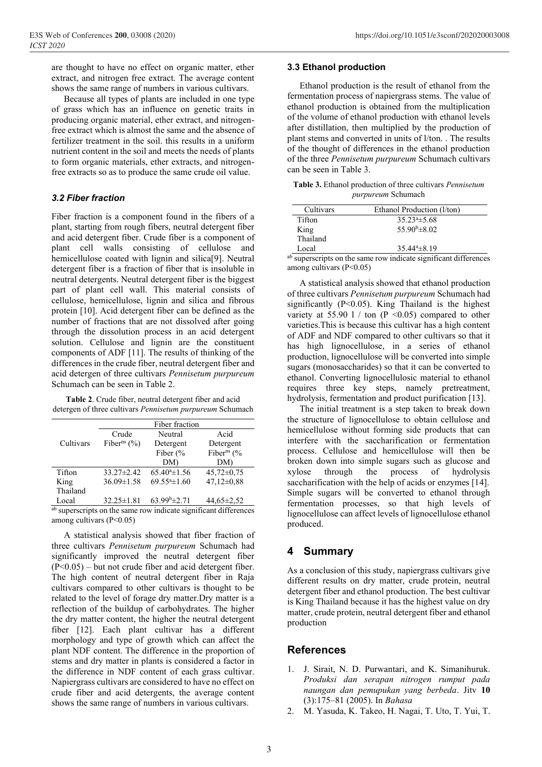are thought to have no effect on organic matter, ether extract, and nitrogen free extract. The average content shows the same range of numbers in various cultivars.

Because all types of plants are included in one type of grass which has an influence on genetic traits in producing organic material, ether extract, and nitrogen-free extract which is almost the same and the absence of fertilizer treatment in the soil. this results in a uniform nutrient content in the soil and meets the needs of plants to form organic materials, ether extracts, and nitrogen-free extracts so as to produce the same crude oil value.

### *3.2 Fiber fraction*

Fiber fraction is a component found in the fibers of a plant, starting from rough fibers, neutral detergent fiber and acid detergent fiber. Crude fiber is a component of plant cell walls consisting of cellulose and hemicellulose coated with lignin and silica[9]. Neutral detergent fiber is a fraction of fiber that is insoluble in neutral detergents. Neutral detergent fiber is the biggest part of plant cell wall. This material consists of cellulose, hemicellulose, lignin and silica and fibrous protein [10]. Acid detergent fiber can be defined as the number of fractions that are not dissolved after going through the dissolution process in an acid detergent solution. Cellulose and lignin are the constituent components of ADF [11]. The results of thinking of the differences in the crude fiber, neutral detergent fiber and acid detergen of three cultivars *Pennisetum purpureum* Schumach can be seen in Table 2.

**Table 2**. Crude fiber, neutral detergent fiber and acid detergen of three cultivars *Pennisetum purpureum* Schumach

| Cultivars | Fiber fraction | | |
|---|---|---|---|
| | Crude Fiber[ns] (%) | Neutral Detergent Fiber (% DM) | Acid Detergent Fiber[ns] (% DM) |
| Tifton | 33.27±2.42 | 65.40[a]±1.56 | 45,72±0,75 |
| King Thailand | 36.09±1.58 | 69.55[a]±1.60 | 47,12±0,88 |
| Local | 32.25±1.81 | 63.99[b]±2.71 | 44,65±2,52 |

[ab] superscripts on the same row indicate significant differences among cultivars ($P<0.05$)

A statistical analysis showed that fiber fraction of three cultivars *Pennisetum purpureum* Schumach had significantly improved the neutral detergent fiber ($P<0.05$) – but not crude fiber and acid detergent fiber. The high content of neutral detergent fiber in Raja cultivars compared to other cultivars is thought to be related to the level of forage dry matter.Dry matter is a reflection of the buildup of carbohydrates. The higher the dry matter content, the higher the neutral detergent fiber [12]. Each plant cultivar has a different morphology and type of growth which can affect the plant NDF content. The difference in the proportion of stems and dry matter in plants is considered a factor in the difference in NDF content of each grass cultivar. Napiergrass cultivars are considered to have no effect on crude fiber and acid detergents, the average content shows the same range of numbers in various cultivars.

### 3.3 Ethanol production

Ethanol production is the result of ethanol from the fermentation process of napiergrass stems. The value of ethanol production is obtained from the multiplication of the volume of ethanol production with ethanol levels after distillation, then multiplied by the production of plant stems and converted in units of l/ton. . The results of the thought of differences in the ethanol production of the three *Pennisetum purpureum* Schumach cultivars can be seen in Table 3.

**Table 3.** Ethanol production of three cultivars *Pennisetum purpureum* Schumach

| Cultivars | Ethanol Production (l/ton) |
|---|---|
| Tifton | 35.23[a]±5.68 |
| King Thailand | 55.90[b]±8.02 |
| Local | 35.44[a]±8.19 |

[ab] superscripts on the same row indicate significant differences among cultivars ($P<0.05$)

A statistical analysis showed that ethanol production of three cultivars *Pennisetum purpureum* Schumach had significantly ($P<0.05$). King Thailand is the highest variety at 55.90 l / ton ($P<0.05$) compared to other varieties.This is because this cultivar has a high content of ADF and NDF compared to other cultivars so that it has high lignocellulose, in a series of ethanol production, lignocellulose will be converted into simple sugars (monosaccharides) so that it can be converted to ethanol. Converting lignocellulosic material to ethanol requires three key steps, namely pretreatment, hydrolysis, fermentation and product purification [13].

The initial treatment is a step taken to break down the structure of lignocellulose to obtain cellulose and hemicellulose without forming side products that can interfere with the saccharification or fermentation process. Cellulose and hemicellulose will then be broken down into simple sugars such as glucose and xylose through the process of hydrolysis saccharification with the help of acids or enzymes [14]. Simple sugars will be converted to ethanol through fermentation processes, so that high levels of lignocellulose can affect levels of lignocellulose ethanol produced.

## 4 Summary

As a conclusion of this study, napiergrass cultivars give different results on dry matter, crude protein, neutral detergent fiber and ethanol production. The best cultivar is King Thailand because it has the highest value on dry matter, crude protein, neutral detergent fiber and ethanol production

## References

1. J. Sirait, N. D. Purwantari, and K. Simanihuruk. *Produksi dan serapan nitrogen rumput pada naungan dan pemupukan yang berbeda*. Jitv **10** (3):175–81 (2005). In *Bahasa*
2. M. Yasuda, K. Takeo, H. Nagai, T. Uto, T. Yui, T.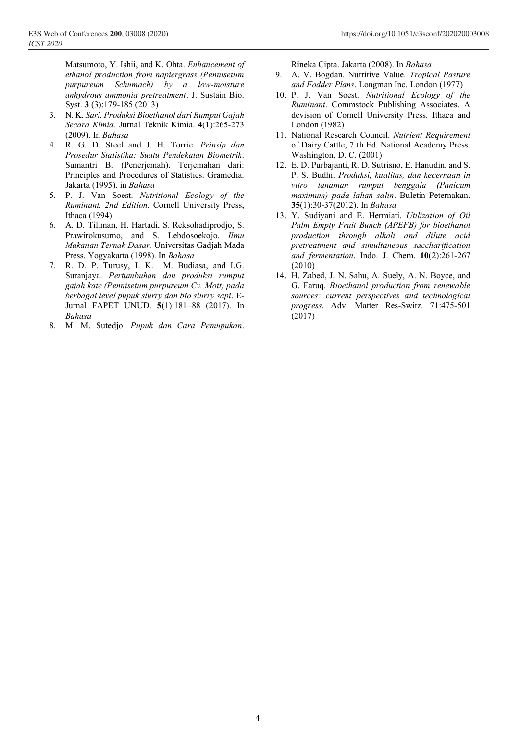Matsumoto, Y. Ishii, and K. Ohta. *Enhancement of ethanol production from napiergrass (Pennisetum purpureum Schumach) by a low-moisture anhydrous ammonia pretreatment*. J. Sustain Bio. Syst. **3** (3):179-185 (2013)

3. N. K. *Sari. Produksi Bioethanol dari Rumput Gajah Secara Kimia*. Jurnal Teknik Kimia. **4**(1):265-273 (2009). In *Bahasa*
4. R. G. D. Steel and J. H. Torrie. *Prinsip dan Prosedur Statistika: Suatu Pendekatan Biometrik*. Sumantri B. (Penerjemah). Terjemahan dari: Principles and Procedures of Statistics. Gramedia. Jakarta (1995). in *Bahasa*
5. P. J. Van Soest. *Nutritional Ecology of the Ruminant. 2nd Edition*, Cornell University Press, Ithaca (1994)
6. A. D. Tillman, H. Hartadi, S. Reksohadiprodjo, S. Prawirokusumo, and S. Lebdosoekojo. *Ilmu Makanan Ternak Dasar.* Universitas Gadjah Mada Press. Yogyakarta (1998). In *Bahasa*
7. R. D. P. Turusy, I. K. M. Budiasa, and I.G. Suranjaya. *Pertumbuhan dan produksi rumput gajah kate (Pennisetum purpureum Cv. Mott) pada berbagai level pupuk slurry dan bio slurry sapi*. E-Jurnal FAPET UNUD. **5**(1):181–88 (2017). In *Bahasa*
8. M. M. Sutedjo. *Pupuk dan Cara Pemupukan*. Rineka Cipta. Jakarta (2008). In *Bahasa*
9. A. V. Bogdan. Nutritive Value. *Tropical Pasture and Fodder Plans*. Longman Inc. London (1977)
10. P. J. Van Soest. *Nutritional Ecology of the Ruminant*. Commstock Publishing Associates. A devision of Cornell University Press. Ithaca and London (1982)
11. National Research Council. *Nutrient Requirement* of Dairy Cattle, 7 th Ed. National Academy Press. Washington, D. C. (2001)
12. E. D. Purbajanti, R. D. Sutrisno, E. Hanudin, and S. P. S. Budhi. *Produksi, kualitas, dan kecernaan in vitro tanaman rumput benggala (Panicum maximum) pada lahan salin*. Buletin Peternakan. **35**(1):30-37(2012). In *Bahasa*
13. Y. Sudiyani and E. Hermiati. *Utilization of Oil Palm Empty Fruit Bunch (APEFB) for bioethanol production through alkali and dilute acid pretreatment and simultaneous saccharification and fermentation*. Indo. J. Chem. **10**(2):261-267 (2010)
14. H. Zabed, J. N. Sahu, A. Suely, A. N. Boyce, and G. Faruq. *Bioethanol production from renewable sources: current perspectives and technological progress*. Adv. Matter Res-Switz. 71:475-501 (2017)